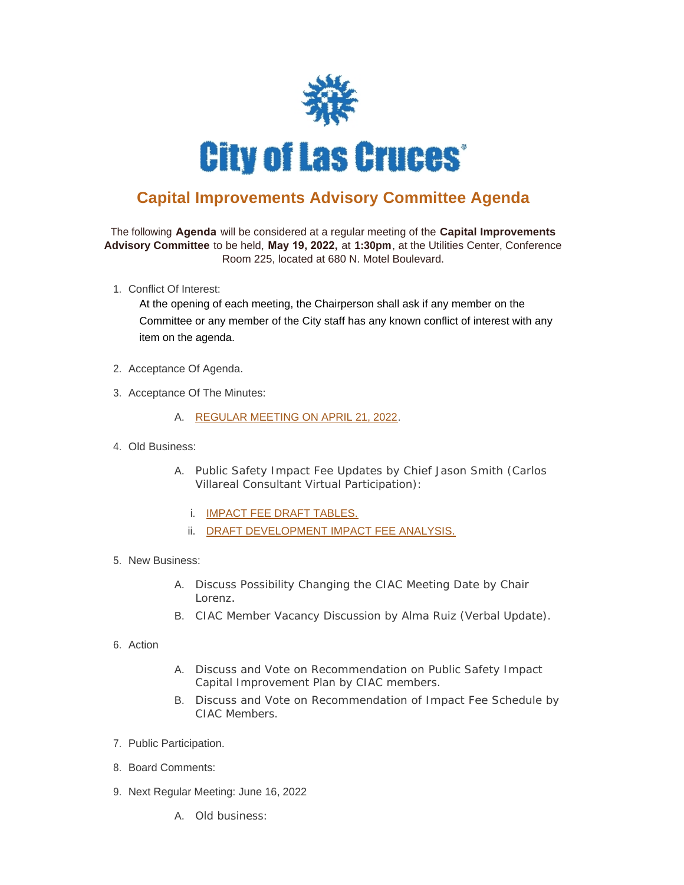# City of Las Cruces

## Capital Improvements Advisory Committee Agenda

The following **Agenda** will be considered at a regular meeting of the **Capital Improvements Advisory Committee** to be held, **May 19, 2022,** at **1:30pm**, at the Utilities Center, Conference Room 225, located at 680 N. Motel Boulevard.

1. Conflict Of Interest:

   At the opening of each meeting, the Chairperson shall ask if any member on the Committee or any member of the City staff has any known conflict of interest with any item on the agenda.

2. Acceptance Of Agenda.

3. Acceptance Of The Minutes:

   A. REGULAR MEETING ON APRIL 21, 2022.

4. Old Business:

   A. Public Safety Impact Fee Updates by Chief Jason Smith (Carlos Villareal Consultant Virtual Participation):

      i. IMPACT FEE DRAFT TABLES.

      ii. DRAFT DEVELOPMENT IMPACT FEE ANALYSIS.

5. New Business:

   A. Discuss Possibility Changing the CIAC Meeting Date by Chair Lorenz.

   B. CIAC Member Vacancy Discussion by Alma Ruiz (Verbal Update).

6. Action

   A. Discuss and Vote on Recommendation on Public Safety Impact Capital Improvement Plan by CIAC members.

   B. Discuss and Vote on Recommendation of Impact Fee Schedule by CIAC Members.

7. Public Participation.

8. Board Comments:

9. Next Regular Meeting: June 16, 2022

   A. Old business: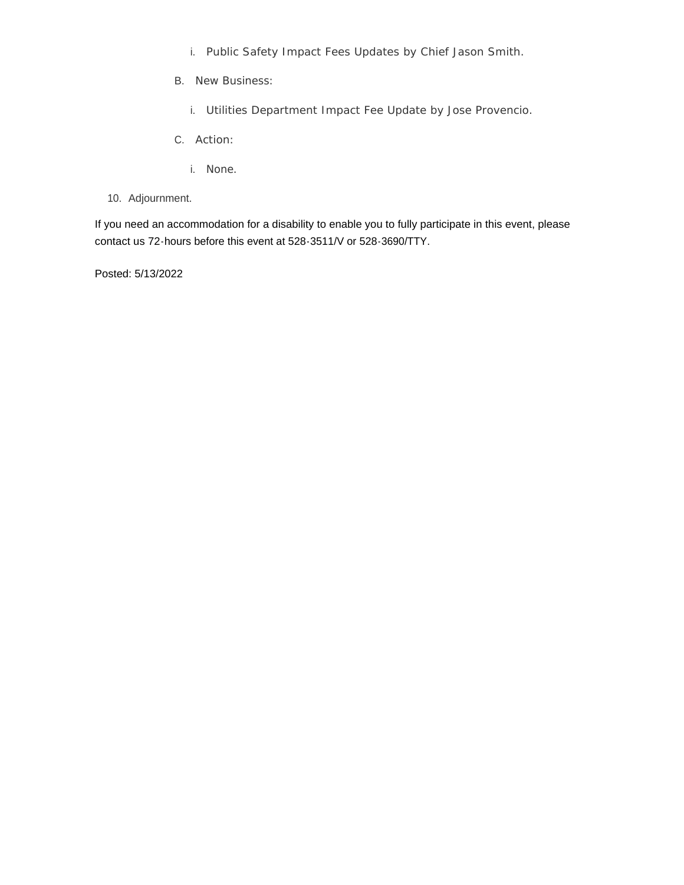i. Public Safety Impact Fees Updates by Chief Jason Smith.

B. New Business:

   i. Utilities Department Impact Fee Update by Jose Provencio.

C. Action:

   i. None.

10. Adjournment.

If you need an accommodation for a disability to enable you to fully participate in this event, please contact us 72-hours before this event at 528-3511/V or 528-3690/TTY.

Posted: 5/13/2022